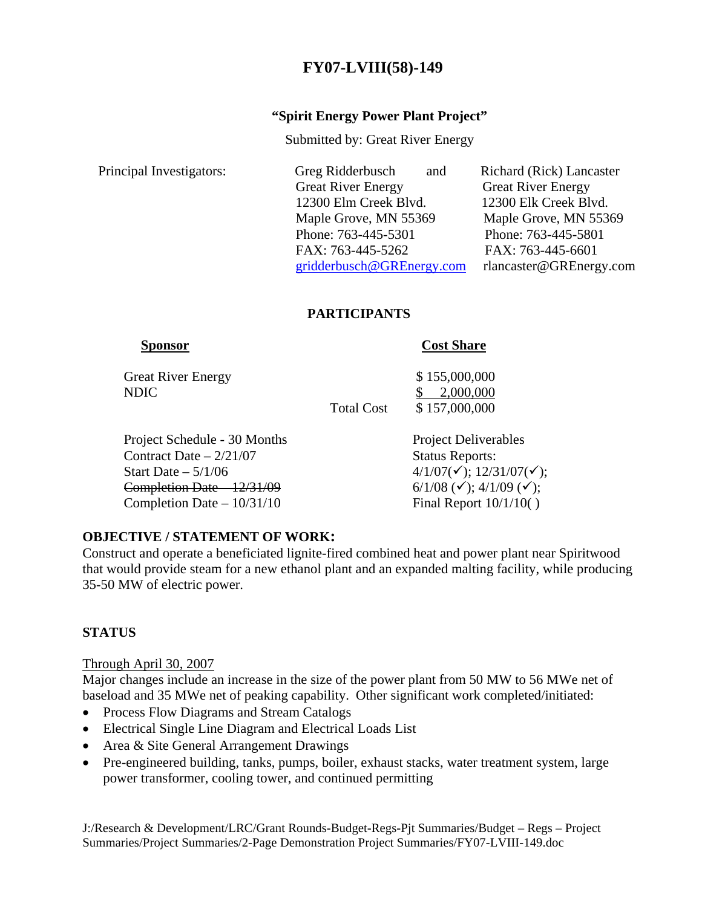# FY07-LVIII(58)-149

**"Spirit Energy Power Plant Project"**

Submitted by: Great River Energy

| Principal Investigators: | | |
|---|---|---|
| | Greg Ridderbusch and | Richard (Rick) Lancaster |
| | Great River Energy | Great River Energy |
| | 12300 Elm Creek Blvd. | 12300 Elk Creek Blvd. |
| | Maple Grove, MN 55369 | Maple Grove, MN 55369 |
| | Phone: 763-445-5301 | Phone: 763-445-5801 |
| | FAX: 763-445-5262 | FAX: 763-445-6601 |
| | gridderbusch@GREnergy.com | rlancaster@GREnergy.com |

## PARTICIPANTS

| Sponsor | | Cost Share |
|---|---|---|
| Great River Energy | | $ 155,000,000 |
| NDIC | | $ 2,000,000 |
| | Total Cost | $ 157,000,000 |

| | |
|---|---|
| Project Schedule - 30 Months | Project Deliverables |
| Contract Date – 2/21/07 | Status Reports: |
| Start Date – 5/1/06 | 4/1/07(✓); 12/31/07(✓); |
| ~~Completion Date – 12/31/09~~ | 6/1/08 (✓); 4/1/09 (✓); |
| Completion Date – 10/31/10 | Final Report 10/1/10( ) |

**OBJECTIVE / STATEMENT OF WORK:**

Construct and operate a beneficiated lignite-fired combined heat and power plant near Spiritwood that would provide steam for a new ethanol plant and an expanded malting facility, while producing 35-50 MW of electric power.

**STATUS**

Through April 30, 2007

Major changes include an increase in the size of the power plant from 50 MW to 56 MWe net of baseload and 35 MWe net of peaking capability. Other significant work completed/initiated:

- Process Flow Diagrams and Stream Catalogs
- Electrical Single Line Diagram and Electrical Loads List
- Area & Site General Arrangement Drawings
- Pre-engineered building, tanks, pumps, boiler, exhaust stacks, water treatment system, large power transformer, cooling tower, and continued permitting

J:/Research & Development/LRC/Grant Rounds-Budget-Regs-Pjt Summaries/Budget – Regs – Project Summaries/Project Summaries/2-Page Demonstration Project Summaries/FY07-LVIII-149.doc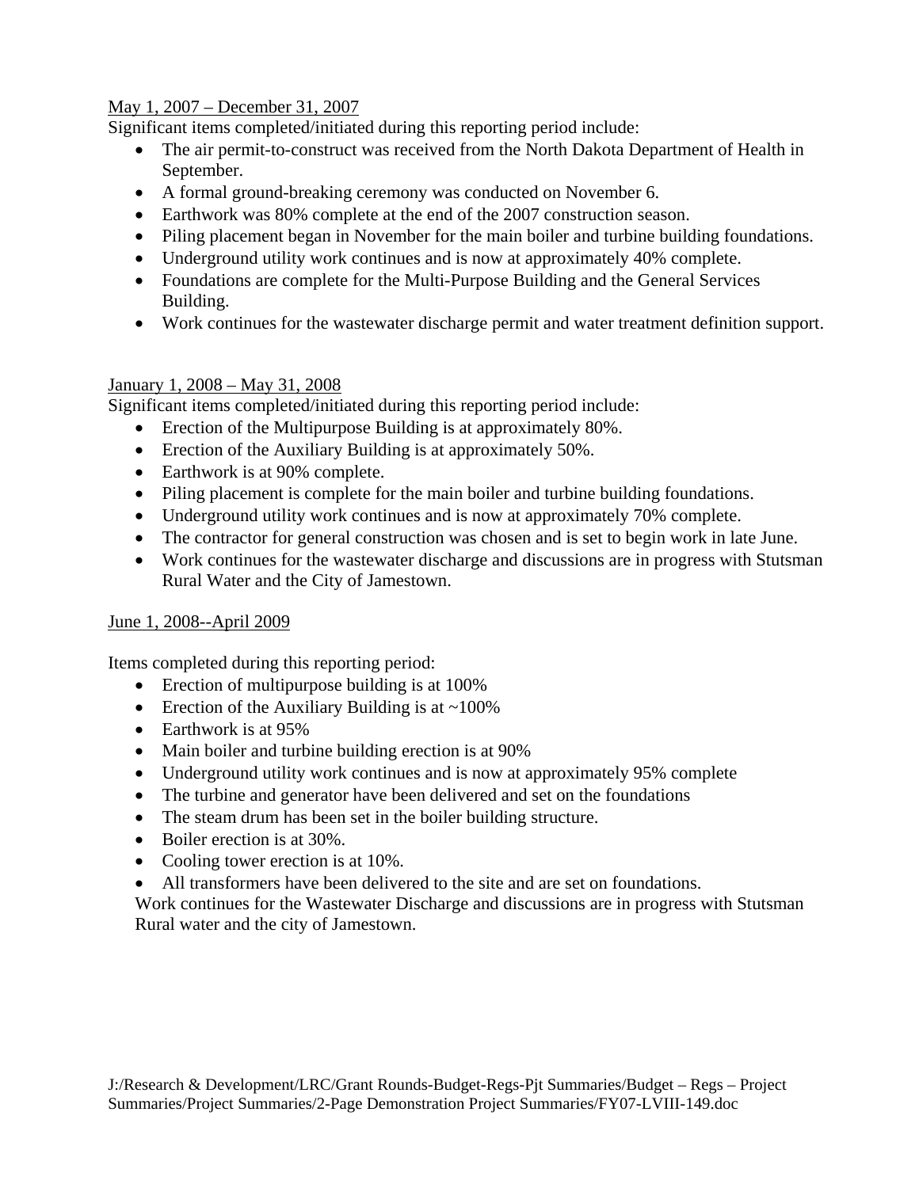May 1, 2007 – December 31, 2007

Significant items completed/initiated during this reporting period include:

- The air permit-to-construct was received from the North Dakota Department of Health in September.
- A formal ground-breaking ceremony was conducted on November 6.
- Earthwork was 80% complete at the end of the 2007 construction season.
- Piling placement began in November for the main boiler and turbine building foundations.
- Underground utility work continues and is now at approximately 40% complete.
- Foundations are complete for the Multi-Purpose Building and the General Services Building.
- Work continues for the wastewater discharge permit and water treatment definition support.

January 1, 2008 – May 31, 2008

Significant items completed/initiated during this reporting period include:

- Erection of the Multipurpose Building is at approximately 80%.
- Erection of the Auxiliary Building is at approximately 50%.
- Earthwork is at 90% complete.
- Piling placement is complete for the main boiler and turbine building foundations.
- Underground utility work continues and is now at approximately 70% complete.
- The contractor for general construction was chosen and is set to begin work in late June.
- Work continues for the wastewater discharge and discussions are in progress with Stutsman Rural Water and the City of Jamestown.

June 1, 2008--April 2009

Items completed during this reporting period:

- Erection of multipurpose building is at 100%
- Erection of the Auxiliary Building is at ~100%
- Earthwork is at 95%
- Main boiler and turbine building erection is at 90%
- Underground utility work continues and is now at approximately 95% complete
- The turbine and generator have been delivered and set on the foundations
- The steam drum has been set in the boiler building structure.
- Boiler erection is at 30%.
- Cooling tower erection is at 10%.
- All transformers have been delivered to the site and are set on foundations.

Work continues for the Wastewater Discharge and discussions are in progress with Stutsman Rural water and the city of Jamestown.

J:/Research & Development/LRC/Grant Rounds-Budget-Regs-Pjt Summaries/Budget – Regs – Project Summaries/Project Summaries/2-Page Demonstration Project Summaries/FY07-LVIII-149.doc